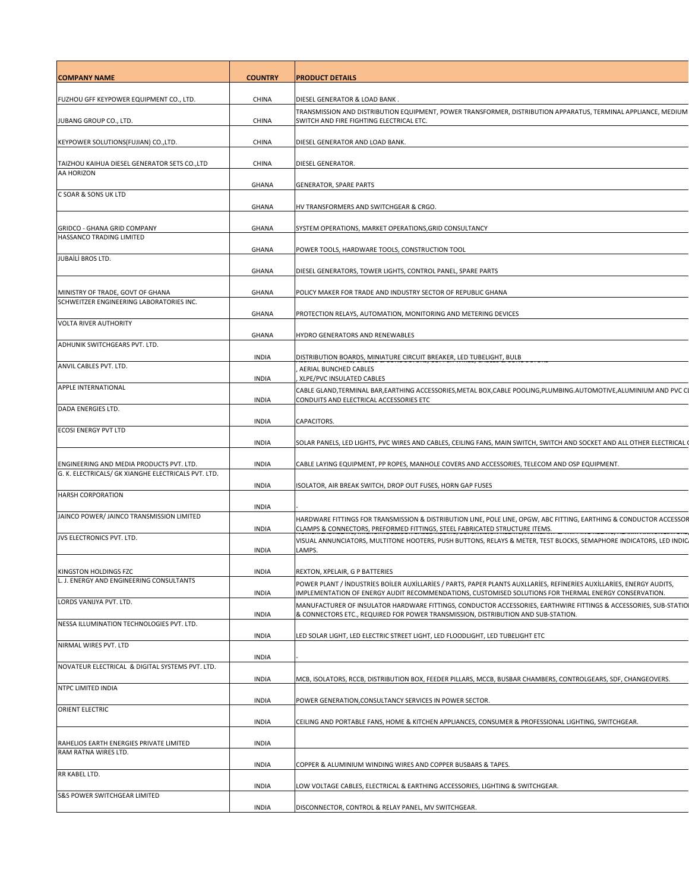| COMPANY NAME | COUNTRY | PRODUCT DETAILS |
|---|---|---|
| FUZHOU GFF KEYPOWER EQUIPMENT CO., LTD. | CHINA | DIESEL GENERATOR & LOAD BANK . |
| JUBANG GROUP CO., LTD. | CHINA | TRANSMISSION AND DISTRIBUTION EQUIPMENT, POWER TRANSFORMER, DISTRIBUTION APPARATUS, TERMINAL APPLIANCE, MEDIUM SWITCH AND FIRE FIGHTING ELECTRICAL ETC. |
| KEYPOWER SOLUTIONS(FUJIAN) CO.,LTD. | CHINA | DIESEL GENERATOR AND LOAD BANK. |
| TAIZHOU KAIHUA DIESEL GENERATOR SETS CO.,LTD | CHINA | DIESEL GENERATOR. |
| AA HORIZON | GHANA | GENERATOR, SPARE PARTS |
| C SOAR & SONS UK LTD | GHANA | HV TRANSFORMERS AND SWITCHGEAR & CRGO. |
| GRIDCO - GHANA GRID COMPANY | GHANA | SYSTEM OPERATIONS, MARKET OPERATIONS,GRID CONSULTANCY |
| HASSANCO TRADING LIMITED | GHANA | POWER TOOLS, HARDWARE TOOLS, CONSTRUCTION TOOL |
| JUBAİLİ BROS LTD. | GHANA | DIESEL GENERATORS, TOWER LIGHTS, CONTROL PANEL, SPARE PARTS |
| MINISTRY OF TRADE, GOVT OF GHANA | GHANA | POLICY MAKER FOR TRADE AND INDUSTRY SECTOR OF REPUBLIC GHANA |
| SCHWEITZER ENGINEERING LABORATORIES INC. | GHANA | PROTECTION RELAYS, AUTOMATION, MONITORING AND METERING DEVICES |
| VOLTA RIVER AUTHORITY | GHANA | HYDRO GENERATORS AND RENEWABLES |
| ADHUNIK SWITCHGEARS PVT. LTD. | INDIA | DISTRIBUTION BOARDS, MINIATURE CIRCUIT BREAKER, LED TUBELIGHT, BULB |
| ANVIL CABLES PVT. LTD. | INDIA | , AERIAL BUNCHED CABLES , XLPE/PVC INSULATED CABLES |
| APPLE INTERNATIONAL | INDIA | CABLE GLAND,TERMINAL BAR,EARTHING ACCESSORIES,METAL BOX,CABLE POOLING,PLUMBING.AUTOMOTIVE,ALUMINIUM AND PVC CONDUITS AND ELECTRICAL ACCESSORIES ETC |
| DADA ENERGIES LTD. | INDIA | CAPACITORS. |
| ECOSI ENERGY PVT LTD | INDIA | SOLAR PANELS, LED LIGHTS, PVC WIRES AND CABLES, CEILING FANS, MAIN SWITCH, SWITCH AND SOCKET AND ALL OTHER ELECTRICAL |
| ENGINEERING AND MEDIA PRODUCTS PVT. LTD. | INDIA | CABLE LAYING EQUIPMENT, PP ROPES, MANHOLE COVERS AND ACCESSORIES, TELECOM AND OSP EQUIPMENT. |
| G. K. ELECTRICALS/ GK XIANGHE ELECTRICALS PVT. LTD. | INDIA | ISOLATOR, AIR BREAK SWITCH, DROP OUT FUSES, HORN GAP FUSES |
| HARSH CORPORATION | INDIA | - |
| JAINCO POWER/ JAINCO TRANSMISSION LIMITED | INDIA | HARDWARE FITTINGS FOR TRANSMISSION & DISTRIBUTION LINE, POLE LINE, OPGW, ABC FITTING, EARTHING & CONDUCTOR ACCESSOR CLAMPS & CONNECTORS, PREFORMED FITTINGS, STEEL FABRICATED STRUCTURE ITEMS. |
| JVS ELECTRONICS PVT. LTD. | INDIA | VISUAL ANNUNCIATORS, MULTITONE HOOTERS, PUSH BUTTONS, RELAYS & METER, TEST BLOCKS, SEMAPHORE INDICATORS, LED INDIC LAMPS. |
| KINGSTON HOLDINGS FZC | INDIA | REXTON, XPELAIR, G P BATTERIES |
| L. J. ENERGY AND ENGINEERING CONSULTANTS | INDIA | POWER PLANT / İNDUSTRİES BOİLER AUXİLLARİES / PARTS, PAPER PLANTS AUXLLARİES, REFİNERİES AUXİLLARİES, ENERGY AUDITS, IMPLEMENTATION OF ENERGY AUDIT RECOMMENDATIONS, CUSTOMISED SOLUTIONS FOR THERMAL ENERGY CONSERVATION. |
| LORDS VANIJYA PVT. LTD. | INDIA | MANUFACTURER OF INSULATOR HARDWARE FITTINGS, CONDUCTOR ACCESSORIES, EARTHWIRE FITTINGS & ACCESSORIES, SUB-STATIO & CONNECTORS ETC., REQUIRED FOR POWER TRANSMISSION, DISTRIBUTION AND SUB-STATION. |
| NESSA ILLUMINATION TECHNOLOGIES PVT. LTD. | INDIA | LED SOLAR LIGHT, LED ELECTRIC STREET LIGHT, LED FLOODLIGHT, LED TUBELIGHT ETC |
| NIRMAL WIRES PVT. LTD | INDIA | - |
| NOVATEUR ELECTRICAL & DIGITAL SYSTEMS PVT. LTD. | INDIA | MCB, ISOLATORS, RCCB, DISTRIBUTION BOX, FEEDER PILLARS, MCCB, BUSBAR CHAMBERS, CONTROLGEARS, SDF, CHANGEOVERS. |
| NTPC LIMITED INDIA | INDIA | POWER GENERATION,CONSULTANCY SERVICES IN POWER SECTOR. |
| ORIENT ELECTRIC | INDIA | CEILING AND PORTABLE FANS, HOME & KITCHEN APPLIANCES, CONSUMER & PROFESSIONAL LIGHTING, SWITCHGEAR. |
| RAHELIOS EARTH ENERGIES PRIVATE LIMITED | INDIA | |
| RAM RATNA WIRES LTD. | INDIA | COPPER & ALUMINIUM WINDING WIRES AND COPPER BUSBARS & TAPES. |
| RR KABEL LTD. | INDIA | LOW VOLTAGE CABLES, ELECTRICAL & EARTHING ACCESSORIES, LIGHTING & SWITCHGEAR. |
| S&S POWER SWITCHGEAR LIMITED | INDIA | DISCONNECTOR, CONTROL & RELAY PANEL, MV SWITCHGEAR. |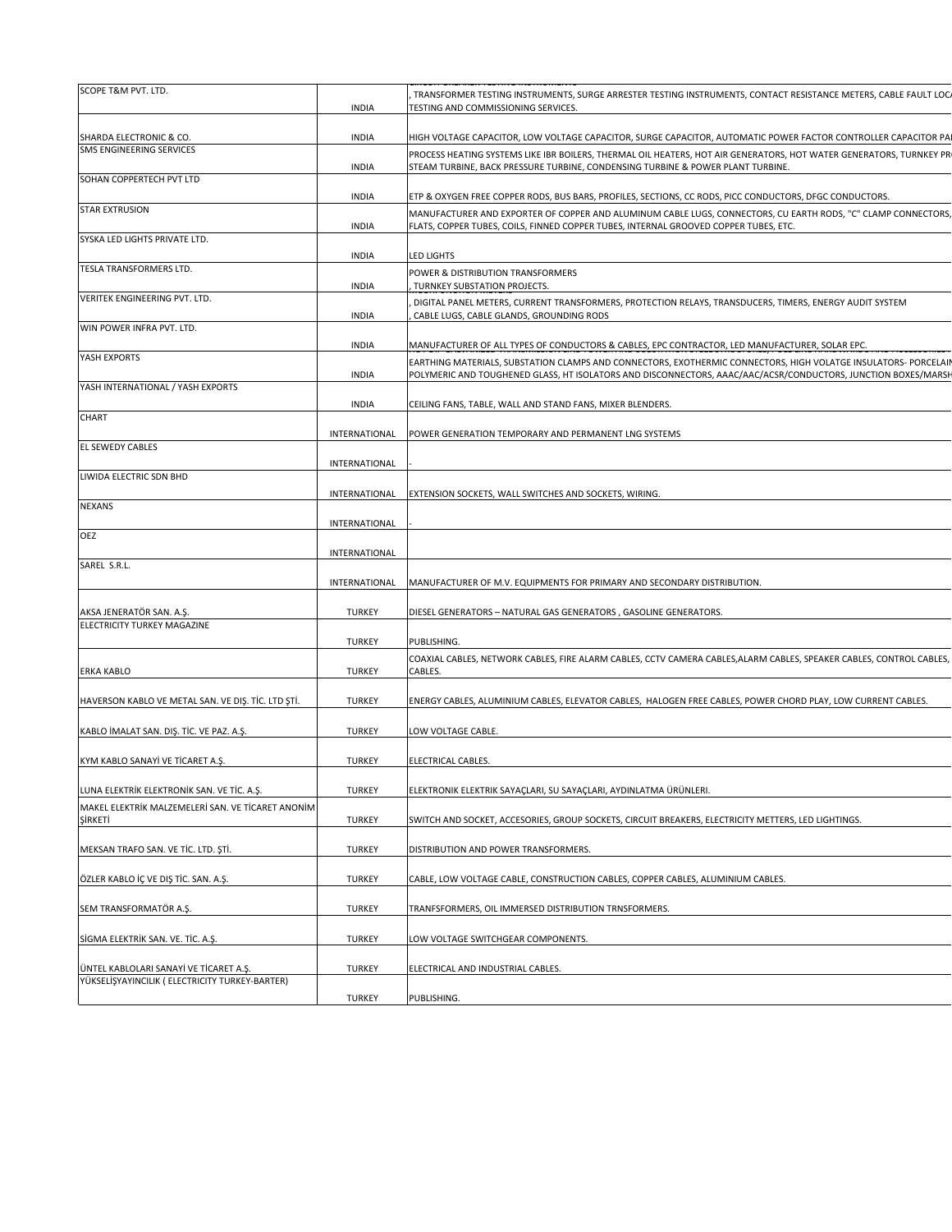| | | |
|---|---|---|
| SCOPE T&M PVT. LTD. | INDIA | , TRANSFORMER TESTING INSTRUMENTS, SURGE ARRESTER TESTING INSTRUMENTS, CONTACT RESISTANCE METERS, CABLE FAULT LOC TESTING AND COMMISSIONING SERVICES. |
| SHARDA ELECTRONIC & CO. | INDIA | HIGH VOLTAGE CAPACITOR, LOW VOLTAGE CAPACITOR, SURGE CAPACITOR, AUTOMATIC POWER FACTOR CONTROLLER CAPACITOR PA |
| SMS ENGINEERING SERVICES | INDIA | PROCESS HEATING SYSTEMS LIKE IBR BOILERS, THERMAL OIL HEATERS, HOT AIR GENERATORS, HOT WATER GENERATORS, TURNKEY PR STEAM TURBINE, BACK PRESSURE TURBINE, CONDENSING TURBINE & POWER PLANT TURBINE. |
| SOHAN COPPERTECH PVT LTD | INDIA | ETP & OXYGEN FREE COPPER RODS, BUS BARS, PROFILES, SECTIONS, CC RODS, PICC CONDUCTORS, DFGC CONDUCTORS. |
| STAR EXTRUSION | INDIA | MANUFACTURER AND EXPORTER OF COPPER AND ALUMINUM CABLE LUGS, CONNECTORS, CU EARTH RODS, "C" CLAMP CONNECTORS, FLATS, COPPER TUBES, COILS, FINNED COPPER TUBES, INTERNAL GROOVED COPPER TUBES, ETC. |
| SYSKA LED LIGHTS PRIVATE LTD. | INDIA | LED LIGHTS |
| TESLA TRANSFORMERS LTD. | INDIA | POWER & DISTRIBUTION TRANSFORMERS , TURNKEY SUBSTATION PROJECTS. |
| VERITEK ENGINEERING PVT. LTD. | INDIA | , DIGITAL PANEL METERS, CURRENT TRANSFORMERS, PROTECTION RELAYS, TRANSDUCERS, TIMERS, ENERGY AUDIT SYSTEM , CABLE LUGS, CABLE GLANDS, GROUNDING RODS |
| WIN POWER INFRA PVT. LTD. | INDIA | MANUFACTURER OF ALL TYPES OF CONDUCTORS & CABLES, EPC CONTRACTOR, LED MANUFACTURER, SOLAR EPC. |
| YASH EXPORTS | INDIA | EARTHING MATERIALS, SUBSTATION CLAMPS AND CONNECTORS, EXOTHERMIC CONNECTORS, HIGH VOLATGE INSULATORS- PORCELAIN POLYMERIC AND TOUGHENED GLASS, HT ISOLATORS AND DISCONNECTORS, AAAC/AAC/ACSR/CONDUCTORS, JUNCTION BOXES/MARSH |
| YASH INTERNATIONAL / YASH EXPORTS | INDIA | CEILING FANS, TABLE, WALL AND STAND FANS, MIXER BLENDERS. |
| CHART | INTERNATIONAL | POWER GENERATION TEMPORARY AND PERMANENT LNG SYSTEMS |
| EL SEWEDY CABLES | INTERNATIONAL | - |
| LIWIDA ELECTRIC SDN BHD | INTERNATIONAL | EXTENSION SOCKETS, WALL SWITCHES AND SOCKETS, WIRING. |
| NEXANS | INTERNATIONAL | - |
| OEZ | INTERNATIONAL | |
| SAREL S.R.L. | INTERNATIONAL | MANUFACTURER OF M.V. EQUIPMENTS FOR PRIMARY AND SECONDARY DISTRIBUTION. |
| AKSA JENERATÖR SAN. A.Ş. | TURKEY | DIESEL GENERATORS – NATURAL GAS GENERATORS , GASOLINE GENERATORS. |
| ELECTRICITY TURKEY MAGAZINE | TURKEY | PUBLISHING. |
| ERKA KABLO | TURKEY | COAXIAL CABLES, NETWORK CABLES, FIRE ALARM CABLES, CCTV CAMERA CABLES,ALARM CABLES, SPEAKER CABLES, CONTROL CABLES, CABLES. |
| HAVERSON KABLO VE METAL SAN. VE DIŞ. TİC. LTD ŞTİ. | TURKEY | ENERGY CABLES, ALUMINIUM CABLES, ELEVATOR CABLES, HALOGEN FREE CABLES, POWER CHORD PLAY, LOW CURRENT CABLES. |
| KABLO İMALAT SAN. DIŞ. TİC. VE PAZ. A.Ş. | TURKEY | LOW VOLTAGE CABLE. |
| KYM KABLO SANAYİ VE TİCARET A.Ş. | TURKEY | ELECTRICAL CABLES. |
| LUNA ELEKTRİK ELEKTRONİK SAN. VE TİC. A.Ş. | TURKEY | ELEKTRONIK ELEKTRIK SAYAÇLARI, SU SAYAÇLARI, AYDINLATMA ÜRÜNLERI. |
| MAKEL ELEKTRİK MALZEMELERİ SAN. VE TİCARET ANONİM ŞİRKETİ | TURKEY | SWITCH AND SOCKET, ACCESORIES, GROUP SOCKETS, CIRCUIT BREAKERS, ELECTRICITY METTERS, LED LIGHTINGS. |
| MEKSAN TRAFO SAN. VE TİC. LTD. ŞTİ. | TURKEY | DISTRIBUTION AND POWER TRANSFORMERS. |
| ÖZLER KABLO İÇ VE DIŞ TİC. SAN. A.Ş. | TURKEY | CABLE, LOW VOLTAGE CABLE, CONSTRUCTION CABLES, COPPER CABLES, ALUMINIUM CABLES. |
| SEM TRANSFORMATÖR A.Ş. | TURKEY | TRANFSFORMERS, OIL IMMERSED DISTRIBUTION TRNSFORMERS. |
| SİGMA ELEKTRİK SAN. VE. TİC. A.Ş. | TURKEY | LOW VOLTAGE SWITCHGEAR COMPONENTS. |
| ÜNTEL KABLOLARI SANAYİ VE TİCARET A.Ş. | TURKEY | ELECTRICAL AND INDUSTRIAL CABLES. |
| YÜKSELİŞYAYINCILIK ( ELECTRICITY TURKEY-BARTER) | TURKEY | PUBLISHING. |